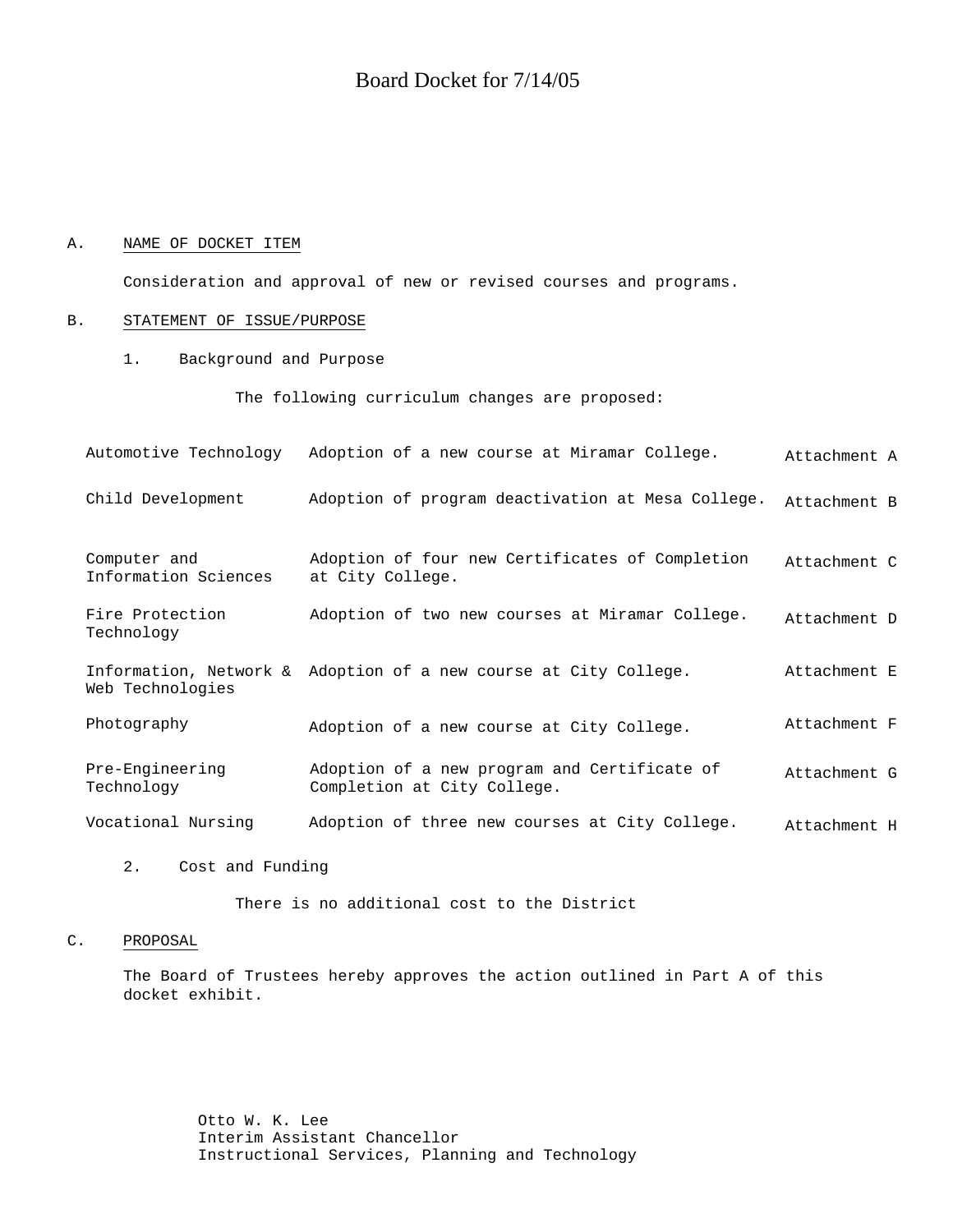# Board Docket for 7/14/05

A. NAME OF DOCKET ITEM

Consideration and approval of new or revised courses and programs.

B. STATEMENT OF ISSUE/PURPOSE

1. Background and Purpose

The following curriculum changes are proposed:

| | | |
|---|---|---|
| Automotive Technology | Adoption of a new course at Miramar College. | Attachment A |
| Child Development | Adoption of program deactivation at Mesa College. | Attachment B |
| Computer and Information Sciences | Adoption of four new Certificates of Completion at City College. | Attachment C |
| Fire Protection Technology | Adoption of two new courses at Miramar College. | Attachment D |
| Information, Network & Web Technologies | Adoption of a new course at City College. | Attachment E |
| Photography | Adoption of a new course at City College. | Attachment F |
| Pre-Engineering Technology | Adoption of a new program and Certificate of Completion at City College. | Attachment G |
| Vocational Nursing | Adoption of three new courses at City College. | Attachment H |

2. Cost and Funding

There is no additional cost to the District

C. PROPOSAL

The Board of Trustees hereby approves the action outlined in Part A of this docket exhibit.

Otto W. K. Lee
Interim Assistant Chancellor
Instructional Services, Planning and Technology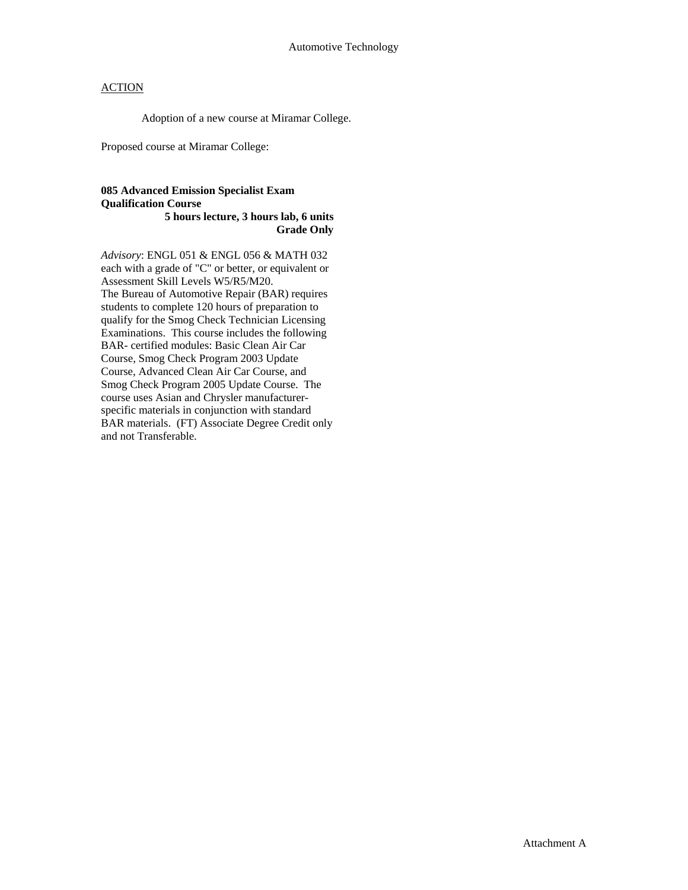Automotive Technology

ACTION

Adoption of a new course at Miramar College.

Proposed course at Miramar College:

**085 Advanced Emission Specialist Exam Qualification Course**
**5 hours lecture, 3 hours lab, 6 units**
**Grade Only**

*Advisory*: ENGL 051 & ENGL 056 & MATH 032 each with a grade of "C" or better, or equivalent or Assessment Skill Levels W5/R5/M20.
The Bureau of Automotive Repair (BAR) requires students to complete 120 hours of preparation to qualify for the Smog Check Technician Licensing Examinations. This course includes the following BAR- certified modules: Basic Clean Air Car Course, Smog Check Program 2003 Update Course, Advanced Clean Air Car Course, and Smog Check Program 2005 Update Course. The course uses Asian and Chrysler manufacturer-specific materials in conjunction with standard BAR materials. (FT) Associate Degree Credit only and not Transferable.

Attachment A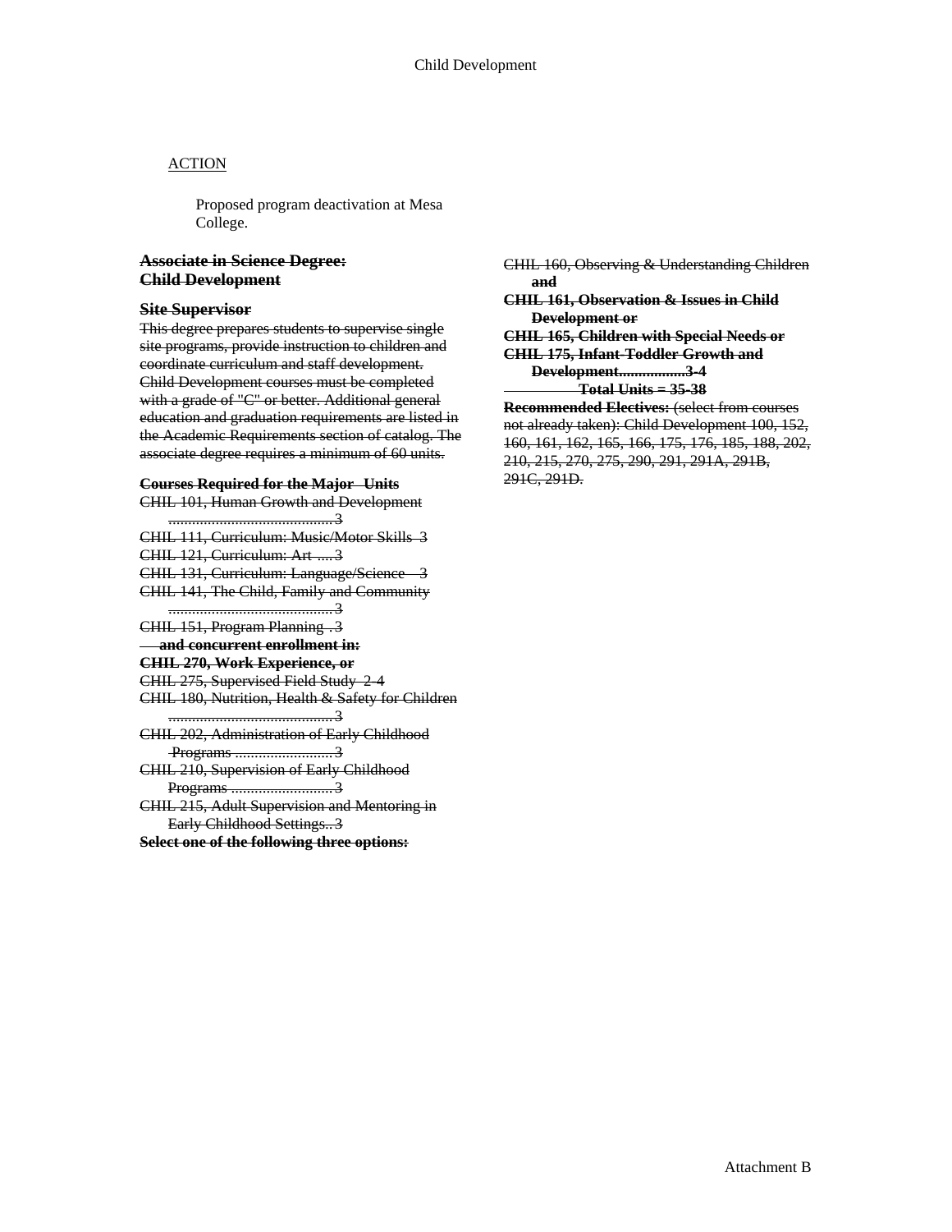ACTION

Proposed program deactivation at Mesa College.

~~**Associate in Science Degree: Child Development**~~

~~**Site Supervisor**~~

~~This degree prepares students to supervise single site programs, provide instruction to children and coordinate curriculum and staff development. Child Development courses must be completed with a grade of "C" or better. Additional general education and graduation requirements are listed in the Academic Requirements section of catalog. The associate degree requires a minimum of 60 units.~~

~~**Courses Required for the Major Units**~~

~~CHIL 101, Human Growth and Development .......................................... 3~~
~~CHIL 111, Curriculum: Music/Motor Skills 3~~
~~CHIL 121, Curriculum: Art .... 3~~
~~CHIL 131, Curriculum: Language/Science 3~~
~~CHIL 141, The Child, Family and Community .......................................... 3~~
~~CHIL 151, Program Planning . 3~~
~~**and concurrent enrollment in:**~~
~~**CHIL 270, Work Experience, or**~~
~~CHIL 275, Supervised Field Study 2-4~~
~~CHIL 180, Nutrition, Health & Safety for Children .......................................... 3~~
~~CHIL 202, Administration of Early Childhood Programs ......................... 3~~
~~CHIL 210, Supervision of Early Childhood Programs .......................... 3~~
~~CHIL 215, Adult Supervision and Mentoring in Early Childhood Settings.. 3~~
~~**Select one of the following three options:**~~
~~CHIL 160, Observing & Understanding Children **and**~~
~~**CHIL 161, Observation & Issues in Child Development or**~~
~~**CHIL 165, Children with Special Needs or**~~
~~**CHIL 175, Infant-Toddler Growth and Development................. 3-4**~~

~~**Total Units = 35-38**~~

~~**Recommended Electives:** (select from courses not already taken): Child Development 100, 152, 160, 161, 162, 165, 166, 175, 176, 185, 188, 202, 210, 215, 270, 275, 290, 291, 291A, 291B, 291C, 291D.~~

Attachment B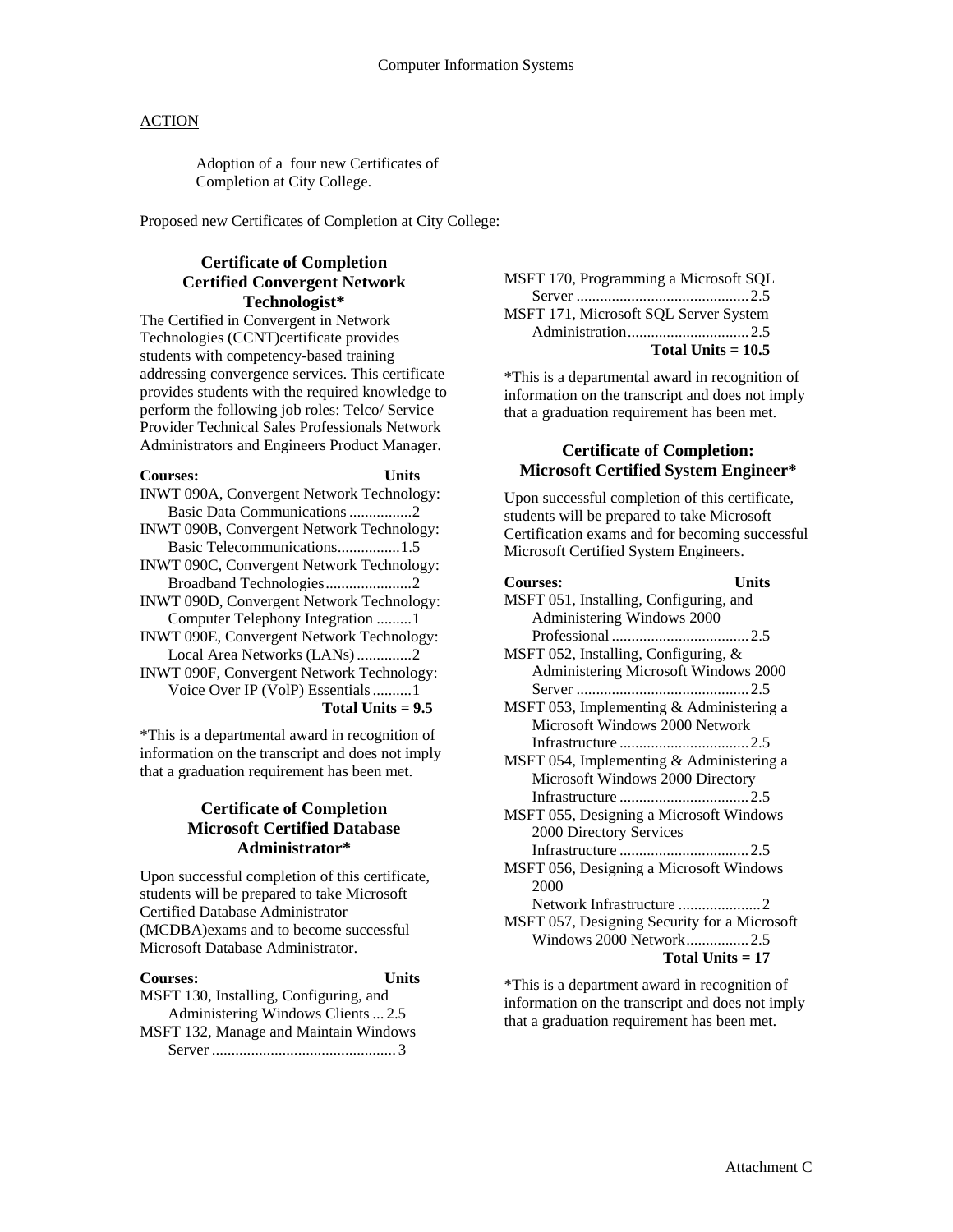## ACTION

Adoption of a four new Certificates of Completion at City College.

Proposed new Certificates of Completion at City College:

### Certificate of Completion
### Certified Convergent Network Technologist*

The Certified in Convergent in Network Technologies (CCNT)certificate provides students with competency-based training addressing convergence services. This certificate provides students with the required knowledge to perform the following job roles: Telco/ Service Provider Technical Sales Professionals Network Administrators and Engineers Product Manager.

| Courses: | Units |
|---|---|
| INWT 090A, Convergent Network Technology: Basic Data Communications | 2 |
| INWT 090B, Convergent Network Technology: Basic Telecommunications | 1.5 |
| INWT 090C, Convergent Network Technology: Broadband Technologies | 2 |
| INWT 090D, Convergent Network Technology: Computer Telephony Integration | 1 |
| INWT 090E, Convergent Network Technology: Local Area Networks (LANs) | 2 |
| INWT 090F, Convergent Network Technology: Voice Over IP (VolP) Essentials | 1 |
| **Total Units = 9.5** | |

*This is a departmental award in recognition of information on the transcript and does not imply that a graduation requirement has been met.

### Certificate of Completion
### Microsoft Certified Database Administrator*

Upon successful completion of this certificate, students will be prepared to take Microsoft Certified Database Administrator (MCDBA)exams and to become successful Microsoft Database Administrator.

| Courses: | Units |
|---|---|
| MSFT 130, Installing, Configuring, and Administering Windows Clients | 2.5 |
| MSFT 132, Manage and Maintain Windows Server | 3 |
| MSFT 170, Programming a Microsoft SQL Server | 2.5 |
| MSFT 171, Microsoft SQL Server System Administration | 2.5 |
| **Total Units = 10.5** | |

*This is a departmental award in recognition of information on the transcript and does not imply that a graduation requirement has been met.

### Certificate of Completion: Microsoft Certified System Engineer*

Upon successful completion of this certificate, students will be prepared to take Microsoft Certification exams and for becoming successful Microsoft Certified System Engineers.

| Courses: | Units |
|---|---|
| MSFT 051, Installing, Configuring, and Administering Windows 2000 Professional | 2.5 |
| MSFT 052, Installing, Configuring, & Administering Microsoft Windows 2000 Server | 2.5 |
| MSFT 053, Implementing & Administering a Microsoft Windows 2000 Network Infrastructure | 2.5 |
| MSFT 054, Implementing & Administering a Microsoft Windows 2000 Directory Infrastructure | 2.5 |
| MSFT 055, Designing a Microsoft Windows 2000 Directory Services Infrastructure | 2.5 |
| MSFT 056, Designing a Microsoft Windows 2000 Network Infrastructure | 2 |
| MSFT 057, Designing Security for a Microsoft Windows 2000 Network | 2.5 |
| **Total Units = 17** | |

*This is a department award in recognition of information on the transcript and does not imply that a graduation requirement has been met.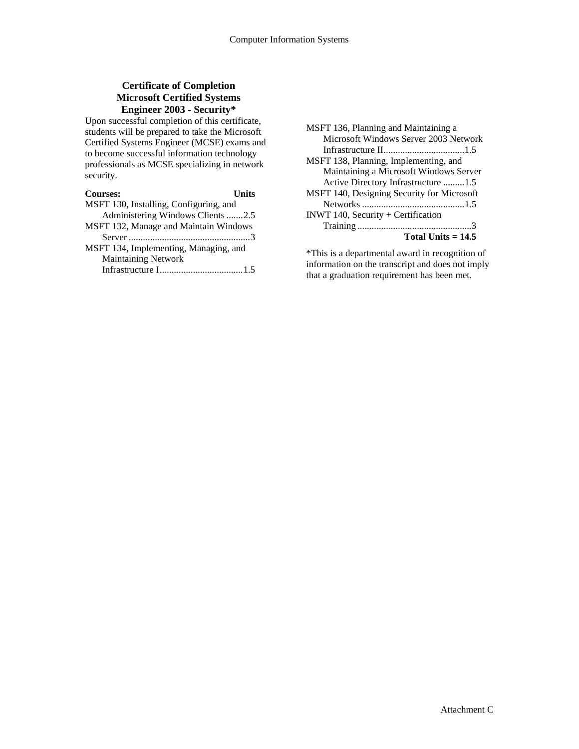### Certificate of Completion
### Microsoft Certified Systems Engineer 2003 - Security*

Upon successful completion of this certificate, students will be prepared to take the Microsoft Certified Systems Engineer (MCSE) exams and to become successful information technology professionals as MCSE specializing in network security.

| Courses: | Units |
|---|---|
| MSFT 130, Installing, Configuring, and Administering Windows Clients | 2.5 |
| MSFT 132, Manage and Maintain Windows Server | 3 |
| MSFT 134, Implementing, Managing, and Maintaining Network Infrastructure I | 1.5 |
| MSFT 136, Planning and Maintaining a Microsoft Windows Server 2003 Network Infrastructure II | 1.5 |
| MSFT 138, Planning, Implementing, and Maintaining a Microsoft Windows Server Active Directory Infrastructure | 1.5 |
| MSFT 140, Designing Security for Microsoft Networks | 1.5 |
| INWT 140, Security + Certification Training | 3 |
| **Total Units = 14.5** | |

*This is a departmental award in recognition of information on the transcript and does not imply that a graduation requirement has been met.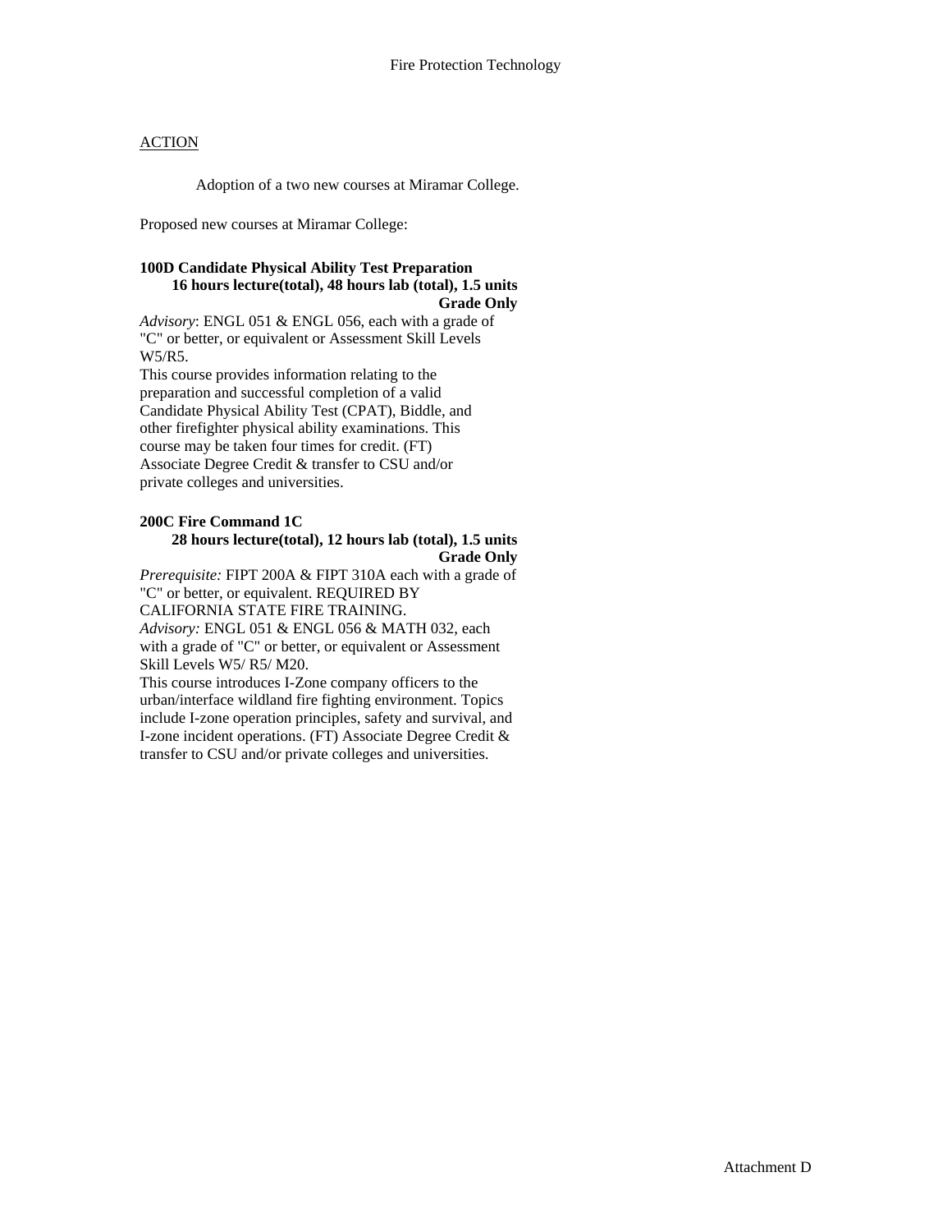# Fire Protection Technology

<u>ACTION</u>

Adoption of a two new courses at Miramar College.

Proposed new courses at Miramar College:

**100D Candidate Physical Ability Test Preparation**
**16 hours lecture(total), 48 hours lab (total), 1.5 units**
**Grade Only**

*Advisory*: ENGL 051 & ENGL 056, each with a grade of "C" or better, or equivalent or Assessment Skill Levels W5/R5.
This course provides information relating to the preparation and successful completion of a valid Candidate Physical Ability Test (CPAT), Biddle, and other firefighter physical ability examinations. This course may be taken four times for credit. (FT) Associate Degree Credit & transfer to CSU and/or private colleges and universities.

**200C Fire Command 1C**
**28 hours lecture(total), 12 hours lab (total), 1.5 units**
**Grade Only**

*Prerequisite:* FIPT 200A & FIPT 310A each with a grade of "C" or better, or equivalent. REQUIRED BY CALIFORNIA STATE FIRE TRAINING.
*Advisory:* ENGL 051 & ENGL 056 & MATH 032, each with a grade of "C" or better, or equivalent or Assessment Skill Levels W5/ R5/ M20.
This course introduces I-Zone company officers to the urban/interface wildland fire fighting environment. Topics include I-zone operation principles, safety and survival, and I-zone incident operations. (FT) Associate Degree Credit & transfer to CSU and/or private colleges and universities.

Attachment D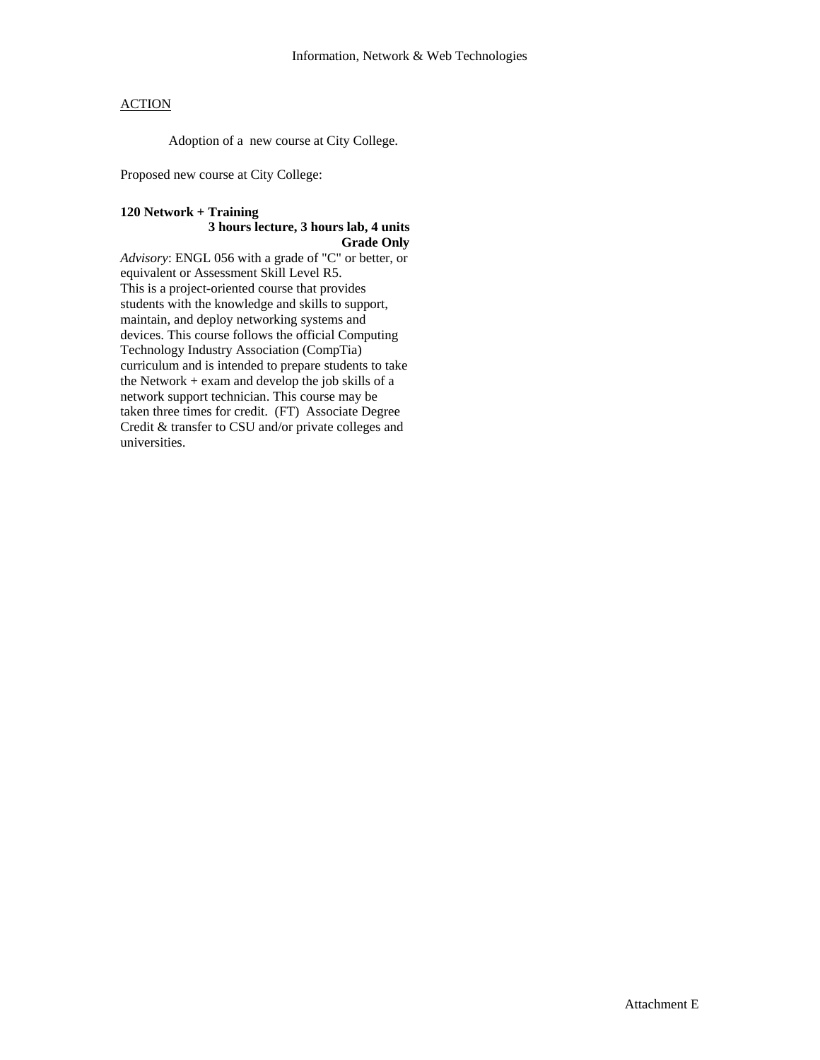Information, Network & Web Technologies

<u>ACTION</u>

Adoption of a new course at City College.

Proposed new course at City College:

**120 Network + Training**
**3 hours lecture, 3 hours lab, 4 units**
**Grade Only**

*Advisory*: ENGL 056 with a grade of "C" or better, or equivalent or Assessment Skill Level R5.
This is a project-oriented course that provides students with the knowledge and skills to support, maintain, and deploy networking systems and devices. This course follows the official Computing Technology Industry Association (CompTia) curriculum and is intended to prepare students to take the Network + exam and develop the job skills of a network support technician. This course may be taken three times for credit. (FT) Associate Degree Credit & transfer to CSU and/or private colleges and universities.

Attachment E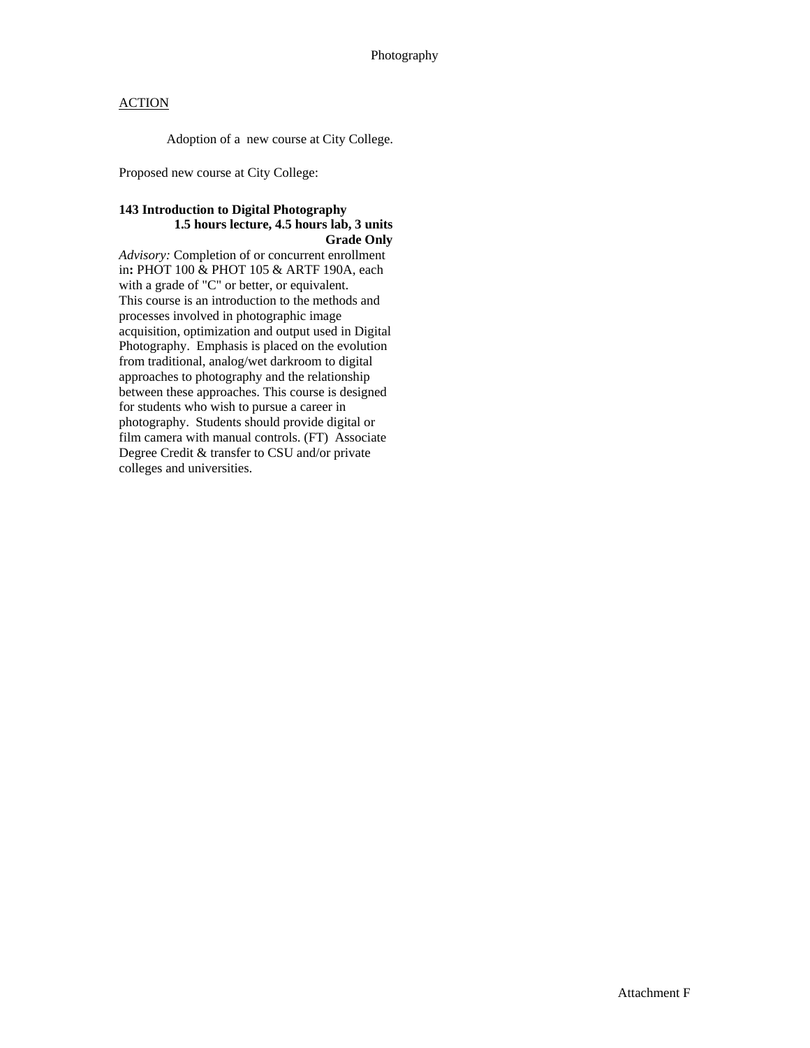Photography

ACTION

Adoption of a new course at City College.

Proposed new course at City College:

**143 Introduction to Digital Photography**
**1.5 hours lecture, 4.5 hours lab, 3 units**
**Grade Only**

*Advisory:* Completion of or concurrent enrollment in**:** PHOT 100 & PHOT 105 & ARTF 190A, each with a grade of "C" or better, or equivalent.
This course is an introduction to the methods and processes involved in photographic image acquisition, optimization and output used in Digital Photography. Emphasis is placed on the evolution from traditional, analog/wet darkroom to digital approaches to photography and the relationship between these approaches. This course is designed for students who wish to pursue a career in photography. Students should provide digital or film camera with manual controls. (FT) Associate Degree Credit & transfer to CSU and/or private colleges and universities.

Attachment F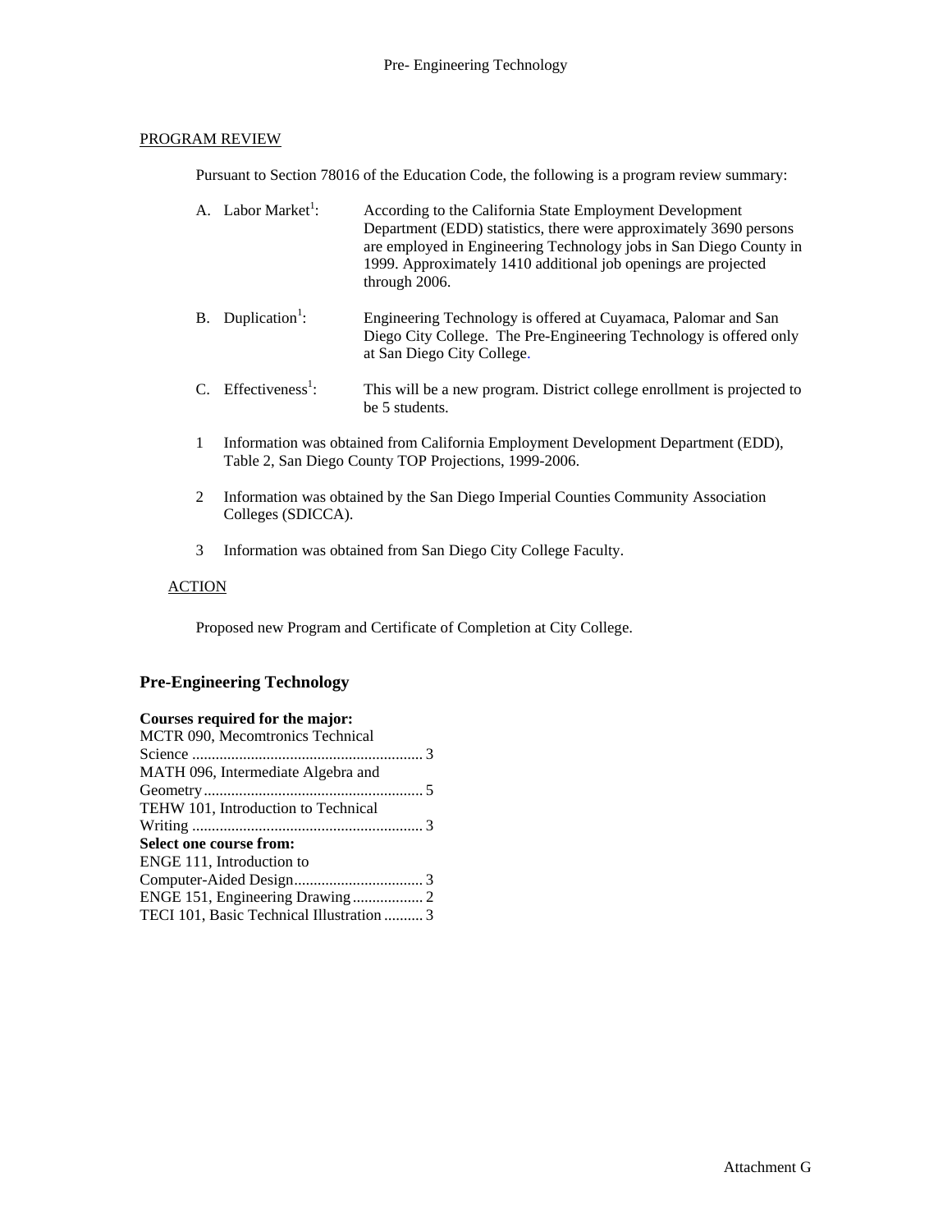# Pre- Engineering Technology

PROGRAM REVIEW

Pursuant to Section 78016 of the Education Code, the following is a program review summary:

A. Labor Market[1]: According to the California State Employment Development Department (EDD) statistics, there were approximately 3690 persons are employed in Engineering Technology jobs in San Diego County in 1999. Approximately 1410 additional job openings are projected through 2006.

B. Duplication[1]: Engineering Technology is offered at Cuyamaca, Palomar and San Diego City College. The Pre-Engineering Technology is offered only at San Diego City College.

C. Effectiveness[1]: This will be a new program. District college enrollment is projected to be 5 students.

1 Information was obtained from California Employment Development Department (EDD), Table 2, San Diego County TOP Projections, 1999-2006.

2 Information was obtained by the San Diego Imperial Counties Community Association Colleges (SDICCA).

3 Information was obtained from San Diego City College Faculty.

ACTION

Proposed new Program and Certificate of Completion at City College.

## Pre-Engineering Technology

**Courses required for the major:**

MCTR 090, Mecomtronics Technical Science ........................................................ 3
MATH 096, Intermediate Algebra and Geometry........................................................ 5
TEHW 101, Introduction to Technical Writing ........................................................ 3

**Select one course from:**

ENGE 111, Introduction to Computer-Aided Design................................. 3
ENGE 151, Engineering Drawing.................. 2
TECI 101, Basic Technical Illustration .......... 3

Attachment G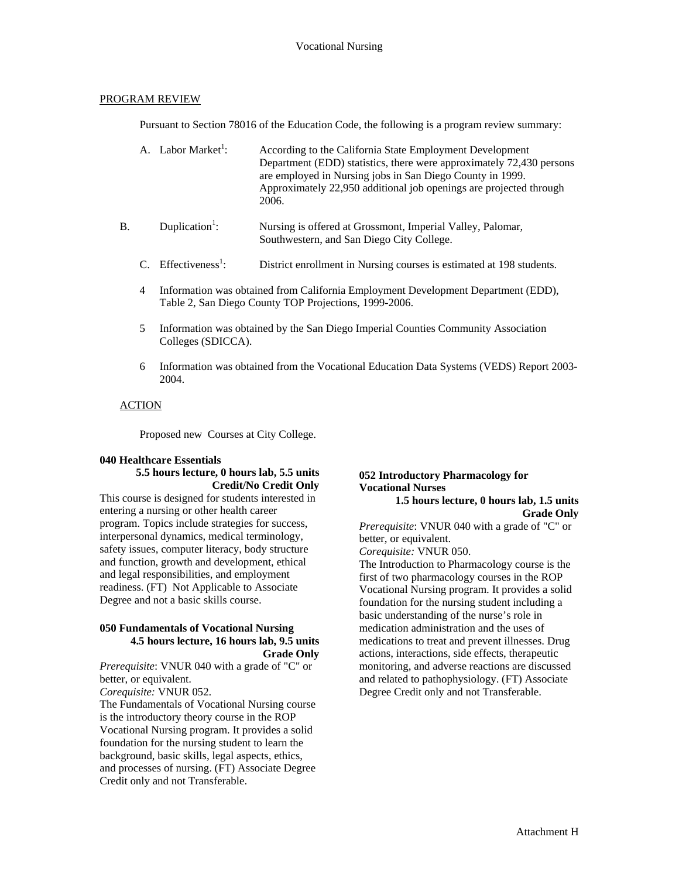Vocational Nursing

PROGRAM REVIEW

Pursuant to Section 78016 of the Education Code, the following is a program review summary:

A. Labor Market[1]: According to the California State Employment Development Department (EDD) statistics, there were approximately 72,430 persons are employed in Nursing jobs in San Diego County in 1999. Approximately 22,950 additional job openings are projected through 2006.

B. Duplication[1]: Nursing is offered at Grossmont, Imperial Valley, Palomar, Southwestern, and San Diego City College.

C. Effectiveness[1]: District enrollment in Nursing courses is estimated at 198 students.

4 Information was obtained from California Employment Development Department (EDD), Table 2, San Diego County TOP Projections, 1999-2006.

5 Information was obtained by the San Diego Imperial Counties Community Association Colleges (SDICCA).

6 Information was obtained from the Vocational Education Data Systems (VEDS) Report 2003-2004.

ACTION

Proposed new Courses at City College.

**040 Healthcare Essentials**
**5.5 hours lecture, 0 hours lab, 5.5 units**
**Credit/No Credit Only**

This course is designed for students interested in entering a nursing or other health career program. Topics include strategies for success, interpersonal dynamics, medical terminology, safety issues, computer literacy, body structure and function, growth and development, ethical and legal responsibilities, and employment readiness. (FT) Not Applicable to Associate Degree and not a basic skills course.

**050 Fundamentals of Vocational Nursing**
**4.5 hours lecture, 16 hours lab, 9.5 units**
**Grade Only**

*Prerequisite*: VNUR 040 with a grade of "C" or better, or equivalent.
*Corequisite:* VNUR 052.
The Fundamentals of Vocational Nursing course is the introductory theory course in the ROP Vocational Nursing program. It provides a solid foundation for the nursing student to learn the background, basic skills, legal aspects, ethics, and processes of nursing. (FT) Associate Degree Credit only and not Transferable.

**052 Introductory Pharmacology for Vocational Nurses**
**1.5 hours lecture, 0 hours lab, 1.5 units**
**Grade Only**

*Prerequisite*: VNUR 040 with a grade of "C" or better, or equivalent.
*Corequisite:* VNUR 050.
The Introduction to Pharmacology course is the first of two pharmacology courses in the ROP Vocational Nursing program. It provides a solid foundation for the nursing student including a basic understanding of the nurse's role in medication administration and the uses of medications to treat and prevent illnesses. Drug actions, interactions, side effects, therapeutic monitoring, and adverse reactions are discussed and related to pathophysiology. (FT) Associate Degree Credit only and not Transferable.

Attachment H